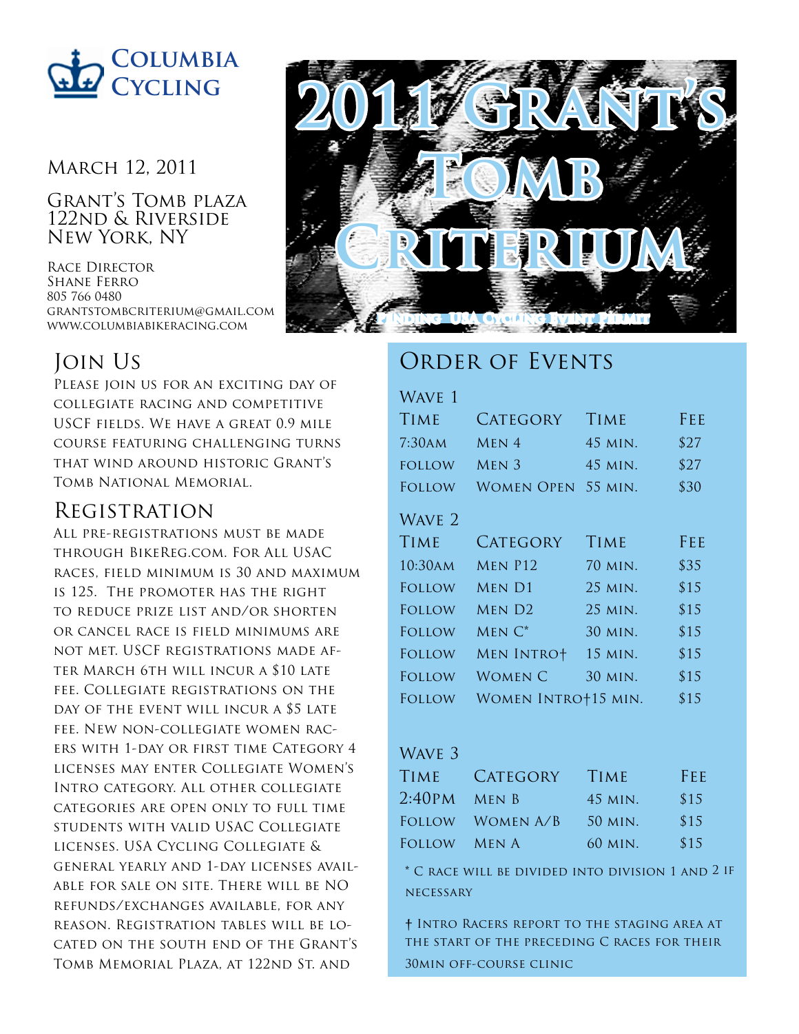# Columbia Cycling

# 2011 Grant's Tomb Criterium

Pending USA Cycling Event Permit

March 12, 2011

Grant's Tomb plaza
122nd & Riverside
New York, NY

Race Director
Shane Ferro
805 766 0480
grantstombcriterium@gmail.com
www.columbiabikeracing.com

## Join Us

Please join us for an exciting day of collegiate racing and competitive USCF fields. We have a great 0.9 mile course featuring challenging turns that wind around historic Grant's Tomb National Memorial.

## Registration

All pre-registrations must be made through BikeReg.com. For all USAC races, field minimum is 30 and maximum is 125. The promoter has the right to reduce prize list and/or shorten or cancel race is field minimums are not met. USCF registrations made after March 6th will incur a $10 late fee. Collegiate registrations on the day of the event will incur a $5 late fee. New non-collegiate women racers with 1-day or first time Category 4 licenses may enter Collegiate Women's Intro category. All other collegiate categories are open only to full time students with valid USAC Collegiate licenses. USA Cycling Collegiate & general yearly and 1-day licenses available for sale on site. There will be NO refunds/exchanges available, for any reason. Registration tables will be located on the south end of the Grant's Tomb Memorial Plaza, at 122nd St. and

## Order of Events

### Wave 1

| Time | Category | Time | Fee |
|---|---|---|---|
| 7:30AM | Men 4 | 45 min. | $27 |
| follow | Men 3 | 45 min. | $27 |
| Follow | Women Open | 55 min. | $30 |

### Wave 2

| Time | Category | Time | Fee |
|---|---|---|---|
| 10:30AM | Men P12 | 70 min. | $35 |
| Follow | Men D1 | 25 min. | $15 |
| Follow | Men D2 | 25 min. | $15 |
| Follow | Men C* | 30 min. | $15 |
| Follow | Men Intro† | 15 min. | $15 |
| Follow | Women C | 30 min. | $15 |
| Follow | Women Intro† | 15 min. | $15 |

### Wave 3

| Time | Category | Time | Fee |
|---|---|---|---|
| 2:40PM | Men B | 45 min. | $15 |
| Follow | Women A/B | 50 min. | $15 |
| Follow | Men A | 60 min. | $15 |

* C race will be divided into division 1 and 2 if necessary

† Intro Racers report to the staging area at the start of the preceding C races for their 30min off-course clinic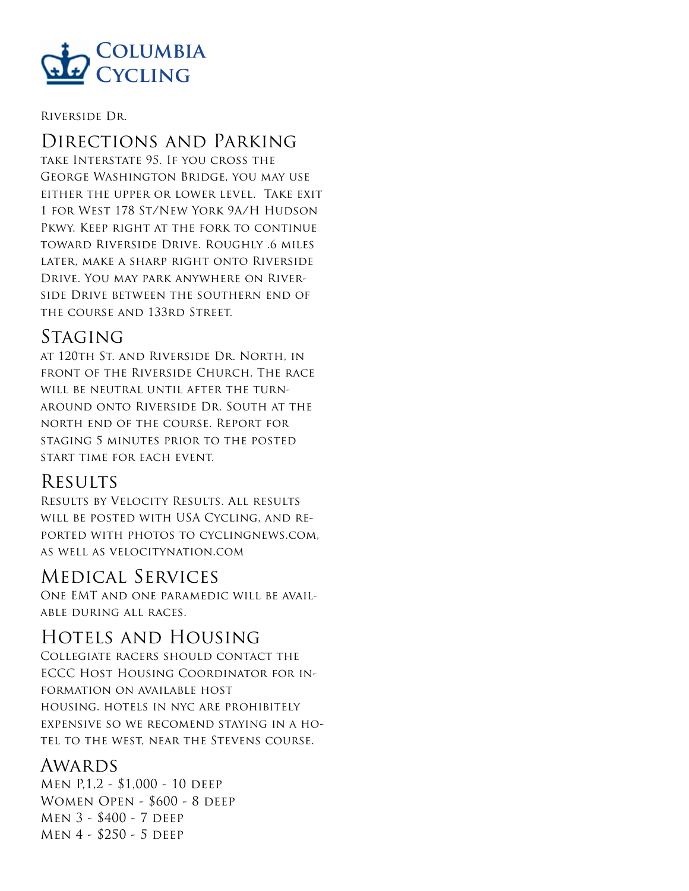# Columbia Cycling

Riverside Dr.

## Directions and Parking

take Interstate 95. If you cross the George Washington Bridge, you may use either the upper or lower level. Take exit 1 for West 178 St/New York 9A/H Hudson Pkwy. Keep right at the fork to continue toward Riverside Drive. Roughly .6 miles later, make a sharp right onto Riverside Drive. You may park anywhere on Riverside Drive between the southern end of the course and 133rd Street.

## Staging

at 120th St. and Riverside Dr. North, in front of the Riverside Church. The race will be neutral until after the turnaround onto Riverside Dr. South at the north end of the course. Report for staging 5 minutes prior to the posted start time for each event.

## Results

Results by Velocity Results. All results will be posted with USA Cycling, and reported with photos to cyclingnews.com, as well as velocitynation.com

## Medical Services

One EMT and one paramedic will be available during all races.

## Hotels and Housing

Collegiate racers should contact the ECCC Host Housing Coordinator for information on available host housing. hotels in nyc are prohibitely expensive so we recomend staying in a hotel to the west, near the Stevens course.

## Awards

Men P,1,2 - $1,000 - 10 deep
Women Open - $600 - 8 deep
Men 3 - $400 - 7 deep
Men 4 - $250 - 5 deep